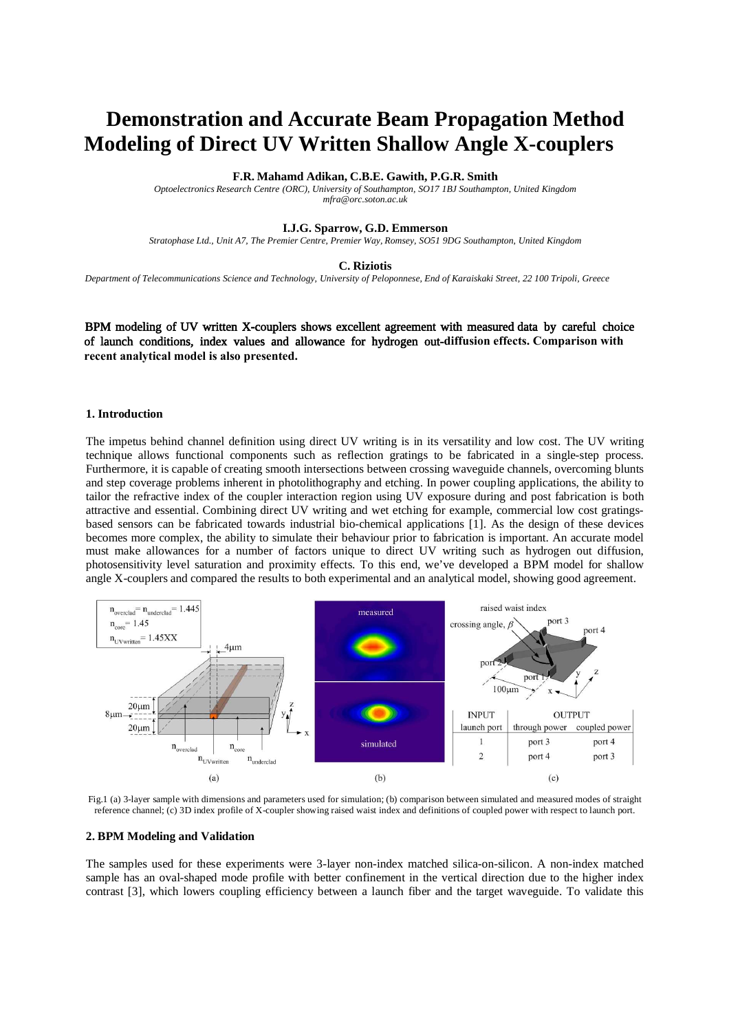# Demonstration and Accurate Beam Propagation Method Modeling of Direct UV Written Shallow Angle X-couplers

**F.R. Mahamd Adikan, C.B.E. Gawith, P.G.R. Smith**

*Optoelectronics Research Centre (ORC), University of Southampton, SO17 1BJ Southampton, United Kingdom*
*mfra@orc.soton.ac.uk*

**I.J.G. Sparrow, G.D. Emmerson**

*Stratophase Ltd., Unit A7, The Premier Centre, Premier Way, Romsey, SO51 9DG Southampton, United Kingdom*

**C. Riziotis**

*Department of Telecommunications Science and Technology, University of Peloponnese, End of Karaiskaki Street, 22 100 Tripoli, Greece*

**BPM modeling of UV written X-couplers shows excellent agreement with measured data by careful choice of launch conditions, index values and allowance for hydrogen out-diffusion effects. Comparison with recent analytical model is also presented.**

## 1. Introduction

The impetus behind channel definition using direct UV writing is in its versatility and low cost. The UV writing technique allows functional components such as reflection gratings to be fabricated in a single-step process. Furthermore, it is capable of creating smooth intersections between crossing waveguide channels, overcoming blunts and step coverage problems inherent in photolithography and etching. In power coupling applications, the ability to tailor the refractive index of the coupler interaction region using UV exposure during and post fabrication is both attractive and essential. Combining direct UV writing and wet etching for example, commercial low cost gratings-based sensors can be fabricated towards industrial bio-chemical applications [1]. As the design of these devices becomes more complex, the ability to simulate their behaviour prior to fabrication is important. An accurate model must make allowances for a number of factors unique to direct UV writing such as hydrogen out diffusion, photosensitivity level saturation and proximity effects. To this end, we've developed a BPM model for shallow angle X-couplers and compared the results to both experimental and an analytical model, showing good agreement.

| INPUT | OUTPUT | |
|---|---|---|
| launch port | through power | coupled power |
| 1 | port 3 | port 4 |
| 2 | port 4 | port 3 |

Fig.1 (a) 3-layer sample with dimensions and parameters used for simulation; (b) comparison between simulated and measured modes of straight reference channel; (c) 3D index profile of X-coupler showing raised waist index and definitions of coupled power with respect to launch port.

## 2. BPM Modeling and Validation

The samples used for these experiments were 3-layer non-index matched silica-on-silicon. A non-index matched sample has an oval-shaped mode profile with better confinement in the vertical direction due to the higher index contrast [3], which lowers coupling efficiency between a launch fiber and the target waveguide. To validate this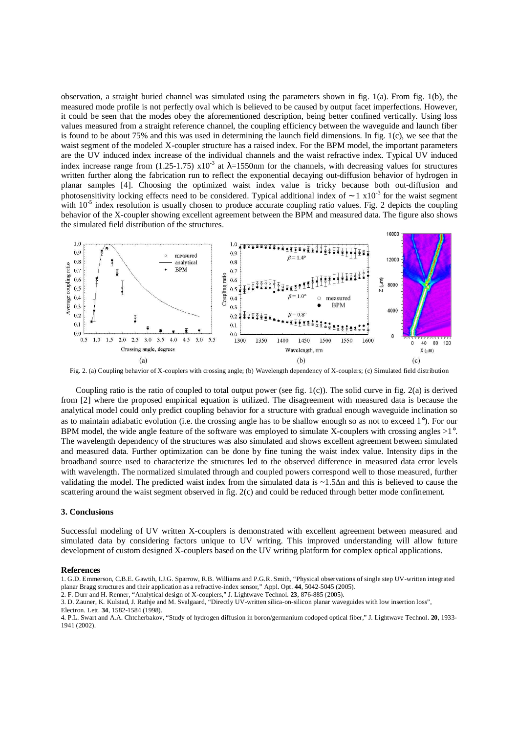observation, a straight buried channel was simulated using the parameters shown in fig. 1(a). From fig. 1(b), the measured mode profile is not perfectly oval which is believed to be caused by output facet imperfections. However, it could be seen that the modes obey the aforementioned description, being better confined vertically. Using loss values measured from a straight reference channel, the coupling efficiency between the waveguide and launch fiber is found to be about 75% and this was used in determining the launch field dimensions. In fig. 1(c), we see that the waist segment of the modeled X-coupler structure has a raised index. For the BPM model, the important parameters are the UV induced index increase of the individual channels and the waist refractive index. Typical UV induced index increase range from (1.25-1.75) $x10^{-3}$ at $\lambda$=1550nm for the channels, with decreasing values for structures written further along the fabrication run to reflect the exponential decaying out-diffusion behavior of hydrogen in planar samples [4]. Choosing the optimized waist index value is tricky because both out-diffusion and photosensitivity locking effects need to be considered. Typical additional index of $\sim 1$ $x10^{-3}$ for the waist segment with $10^{-5}$ index resolution is usually chosen to produce accurate coupling ratio values. Fig. 2 depicts the coupling behavior of the X-coupler showing excellent agreement between the BPM and measured data. The figure also shows the simulated field distribution of the structures.

Average coupling ratio
Crossing angle, degrees
measured
analytical
BPM
(a)

Coupling ratio
Wavelength, nm
$\beta$ = 1.4°
$\beta$ = 1.0°
$\beta$ = 0.8°
measured
BPM
(b)

Z (μm)
X (μm)
(c)

Fig. 2. (a) Coupling behavior of X-couplers with crossing angle; (b) Wavelength dependency of X-couplers; (c) Simulated field distribution

Coupling ratio is the ratio of coupled to total output power (see fig. 1(c)). The solid curve in fig. 2(a) is derived from [2] where the proposed empirical equation is utilized. The disagreement with measured data is because the analytical model could only predict coupling behavior for a structure with gradual enough waveguide inclination so as to maintain adiabatic evolution (i.e. the crossing angle has to be shallow enough so as not to exceed 1°). For our BPM model, the wide angle feature of the software was employed to simulate X-couplers with crossing angles >1°. The wavelength dependency of the structures was also simulated and shows excellent agreement between simulated and measured data. Further optimization can be done by fine tuning the waist index value. Intensity dips in the broadband source used to characterize the structures led to the observed difference in measured data error levels with wavelength. The normalized simulated through and coupled powers correspond well to those measured, further validating the model. The predicted waist index from the simulated data is ~1.5$\Delta$n and this is believed to cause the scattering around the waist segment observed in fig. 2(c) and could be reduced through better mode confinement.

### 3. Conclusions

Successful modeling of UV written X-couplers is demonstrated with excellent agreement between measured and simulated data by considering factors unique to UV writing. This improved understanding will allow future development of custom designed X-couplers based on the UV writing platform for complex optical applications.

#### References

1. G.D. Emmerson, C.B.E. Gawtih, I.J.G. Sparrow, R.B. Williams and P.G.R. Smith, "Physical observations of single step UV-written integrated planar Bragg structures and their application as a refractive-index sensor," Appl. Opt. **44**, 5042-5045 (2005).
2. F. Durr and H. Renner, "Analytical design of X-couplers," J. Lightwave Technol. **23**, 876-885 (2005).
3. D. Zauner, K. Kulstad, J. Rathje and M. Svalgaard, "Directly UV-written silica-on-silicon planar waveguides with low insertion loss", Electron. Lett. **34**, 1582-1584 (1998).
4. P.L. Swart and A.A. Chtcherbakov, "Study of hydrogen diffusion in boron/germanium codoped optical fiber," J. Lightwave Technol. **20**, 1933-1941 (2002).